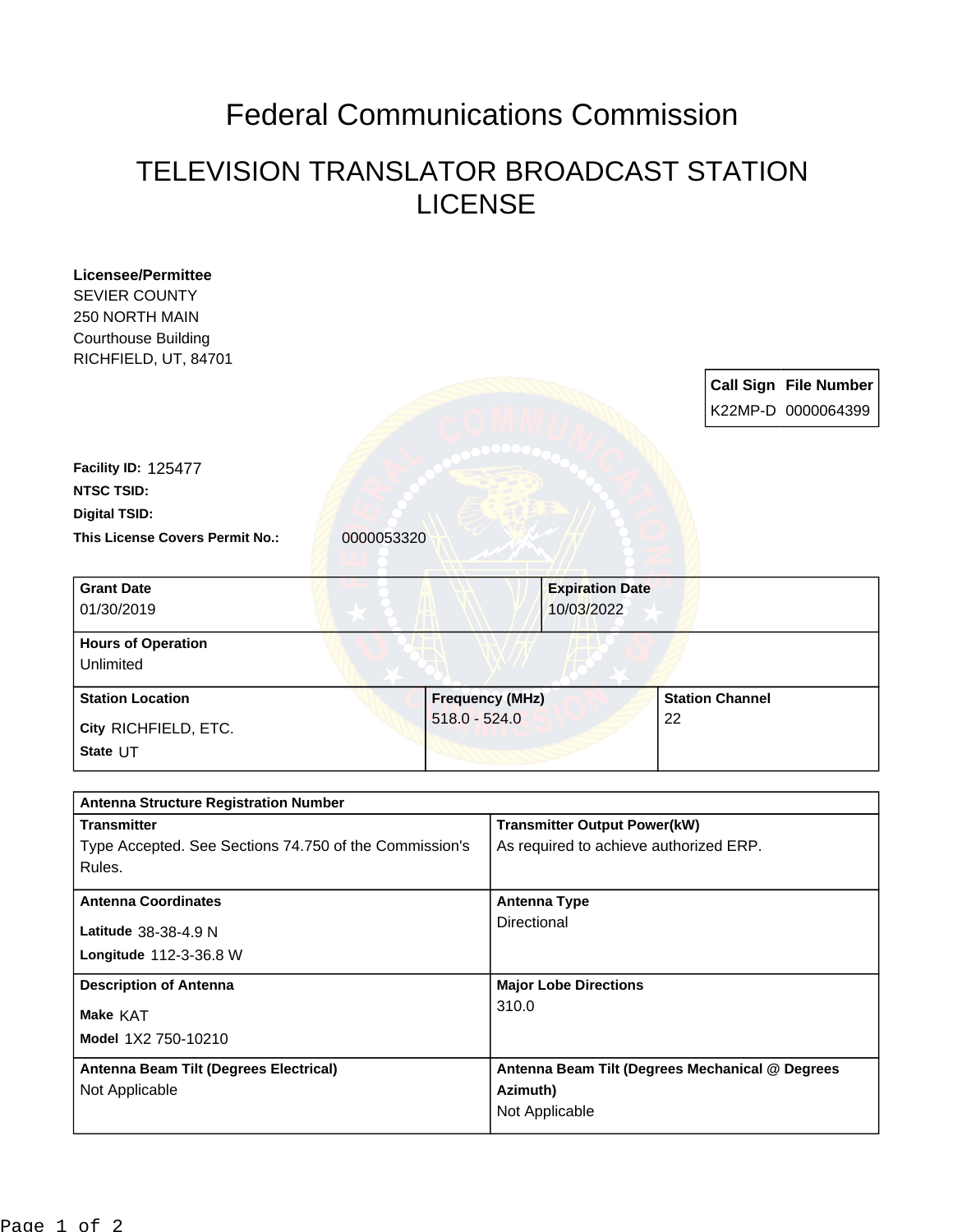# Federal Communications Commission

## TELEVISION TRANSLATOR BROADCAST STATION LICENSE

**Licensee/Permittee**
SEVIER COUNTY
250 NORTH MAIN
Courthouse Building
RICHFIELD, UT, 84701

| Call Sign | File Number |
|---|---|
| K22MP-D | 0000064399 |

**Facility ID:** 125477
**NTSC TSID:**
**Digital TSID:**
**This License Covers Permit No.:** 0000053320

| Grant Date | Expiration Date |
|---|---|
| 01/30/2019 | 10/03/2022 |

| Hours of Operation |
|---|
| Unlimited |

| Station Location | Frequency (MHz) | Station Channel |
|---|---|---|
| City RICHFIELD, ETC.<br>State UT | 518.0 - 524.0 | 22 |

| Antenna Structure Registration Number | |
|---|---|
| **Transmitter**<br>Type Accepted. See Sections 74.750 of the Commission's Rules. | **Transmitter Output Power(kW)**<br>As required to achieve authorized ERP. |
| **Antenna Coordinates**<br>Latitude 38-38-4.9 N<br>Longitude 112-3-36.8 W | **Antenna Type**<br>Directional |
| **Description of Antenna**<br>Make KAT<br>Model 1X2 750-10210 | **Major Lobe Directions**<br>310.0 |
| **Antenna Beam Tilt (Degrees Electrical)**<br>Not Applicable | **Antenna Beam Tilt (Degrees Mechanical @ Degrees Azimuth)**<br>Not Applicable |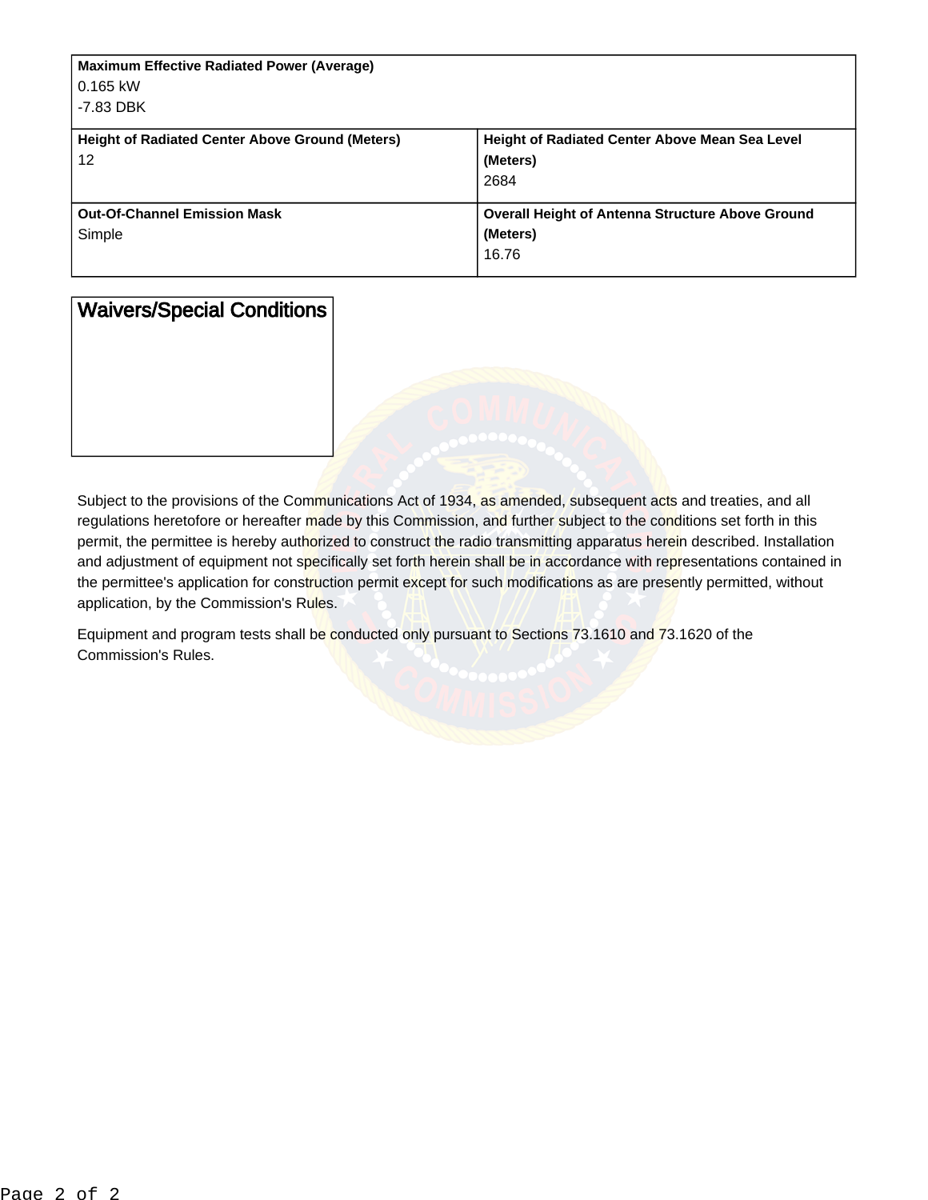| | |
|---|---|
| **Maximum Effective Radiated Power (Average)**<br>0.165 kW<br>-7.83 DBK | |
| **Height of Radiated Center Above Ground (Meters)**<br>12 | **Height of Radiated Center Above Mean Sea Level (Meters)**<br>2684 |
| **Out-Of-Channel Emission Mask**<br>Simple | **Overall Height of Antenna Structure Above Ground (Meters)**<br>16.76 |

## Waivers/Special Conditions

Subject to the provisions of the Communications Act of 1934, as amended, subsequent acts and treaties, and all regulations heretofore or hereafter made by this Commission, and further subject to the conditions set forth in this permit, the permittee is hereby authorized to construct the radio transmitting apparatus herein described. Installation and adjustment of equipment not specifically set forth herein shall be in accordance with representations contained in the permittee's application for construction permit except for such modifications as are presently permitted, without application, by the Commission's Rules.

Equipment and program tests shall be conducted only pursuant to Sections 73.1610 and 73.1620 of the Commission's Rules.